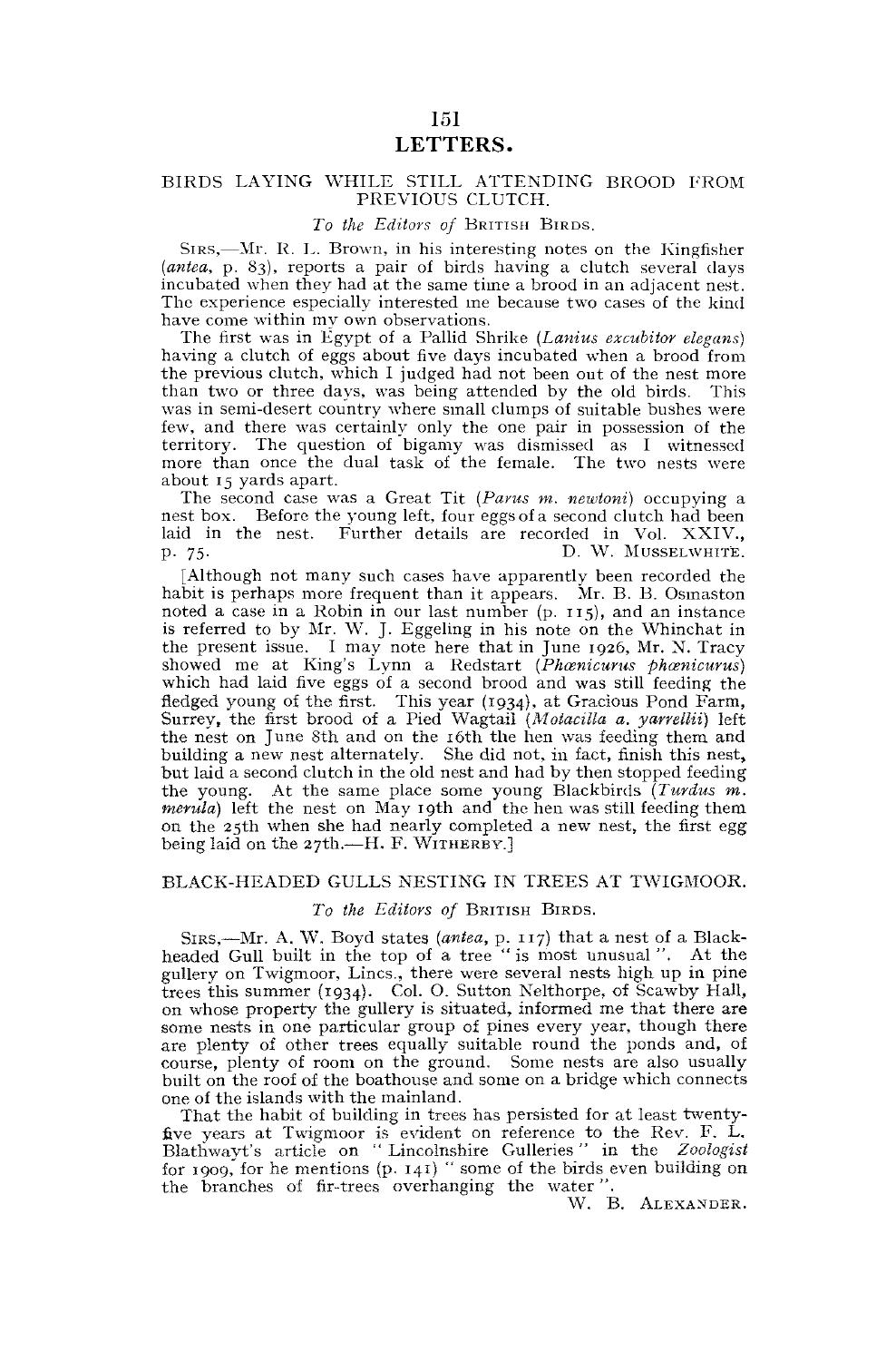# LETTERS.

## BIRDS LAYING WHILE STILL ATTENDING BROOD FROM PREVIOUS CLUTCH.

*To the Editors of* British Birds.

Sirs,—Mr. R. L. Brown, in his interesting notes on the Kingfisher (*antea*, p. 83), reports a pair of birds having a clutch several days incubated when they had at the same time a brood in an adjacent nest. The experience especially interested me because two cases of the kind have come within my own observations.

The first was in Egypt of a Pallid Shrike (*Lanius excubitor elegans*) having a clutch of eggs about five days incubated when a brood from the previous clutch, which I judged had not been out of the nest more than two or three days, was being attended by the old birds. This was in semi-desert country where small clumps of suitable bushes were few, and there was certainly only the one pair in possession of the territory. The question of bigamy was dismissed as I witnessed more than once the dual task of the female. The two nests were about 15 yards apart.

The second case was a Great Tit (*Parus m. newtoni*) occupying a nest box. Before the young left, four eggs of a second clutch had been laid in the nest. Further details are recorded in Vol. XXIV., p. 75.

D. W. Musselwhite.

[Although not many such cases have apparently been recorded the habit is perhaps more frequent than it appears. Mr. B. B. Osmaston noted a case in a Robin in our last number (p. 115), and an instance is referred to by Mr. W. J. Eggeling in his note on the Whinchat in the present issue. I may note here that in June 1926, Mr. N. Tracy showed me at King's Lynn a Redstart (*Phœnicurus phœnicurus*) which had laid five eggs of a second brood and was still feeding the fledged young of the first. This year (1934), at Gracious Pond Farm, Surrey, the first brood of a Pied Wagtail (*Motacilla a. yarrellii*) left the nest on June 8th and on the 16th the hen was feeding them and building a new nest alternately. She did not, in fact, finish this nest, but laid a second clutch in the old nest and had by then stopped feeding the young. At the same place some young Blackbirds (*Turdus m. merula*) left the nest on May 19th and the hen was still feeding them on the 25th when she had nearly completed a new nest, the first egg being laid on the 27th.—H. F. Witherby.]

## BLACK-HEADED GULLS NESTING IN TREES AT TWIGMOOR.

*To the Editors of* British Birds.

Sirs,—Mr. A. W. Boyd states (*antea*, p. 117) that a nest of a Black-headed Gull built in the top of a tree "is most unusual". At the gullery on Twigmoor, Lincs., there were several nests high up in pine trees this summer (1934). Col. O. Sutton Nelthorpe, of Scawby Hall, on whose property the gullery is situated, informed me that there are some nests in one particular group of pines every year, though there are plenty of other trees equally suitable round the ponds and, of course, plenty of room on the ground. Some nests are also usually built on the roof of the boathouse and some on a bridge which connects one of the islands with the mainland.

That the habit of building in trees has persisted for at least twenty-five years at Twigmoor is evident on reference to the Rev. F. L. Blathwayt's article on "Lincolnshire Gulleries" in the *Zoologist* for 1909, for he mentions (p. 141) "some of the birds even building on the branches of fir-trees overhanging the water".

W. B. Alexander.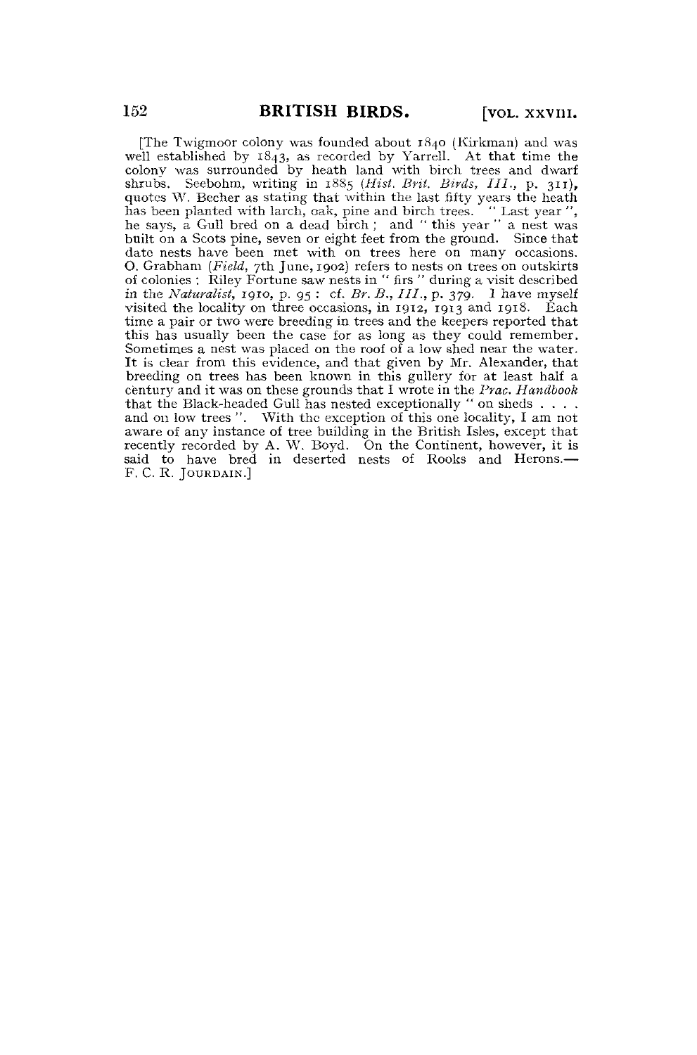[The Twigmoor colony was founded about 1840 (Kirkman) and was well established by 1843, as recorded by Yarrell. At that time the colony was surrounded by heath land with birch trees and dwarf shrubs. Seebohm, writing in 1885 (*Hist. Brit. Birds, III.*, p. 311), quotes W. Becher as stating that within the last fifty years the heath has been planted with larch, oak, pine and birch trees. " Last year ", he says, a Gull bred on a dead birch ; and " this year " a nest was built on a Scots pine, seven or eight feet from the ground. Since that date nests have been met with on trees here on many occasions. O. Grabham (*Field*, 7th June, 1902) refers to nests on trees on outskirts of colonies ; Riley Fortune saw nests in " firs " during a visit described in the *Naturalist*, 1910, p. 95 : cf. *Br. B., III.*, p. 379. I have myself visited the locality on three occasions, in 1912, 1913 and 1918. Each time a pair or two were breeding in trees and the keepers reported that this has usually been the case for as long as they could remember. Sometimes a nest was placed on the roof of a low shed near the water. It is clear from this evidence, and that given by Mr. Alexander, that breeding on trees has been known in this gullery for at least half a century and it was on these grounds that I wrote in the *Prac. Handbook* that the Black-headed Gull has nested exceptionally " on sheds . . . . and on low trees ". With the exception of this one locality, I am not aware of any instance of tree building in the British Isles, except that recently recorded by A. W. Boyd. On the Continent, however, it is said to have bred in deserted nests of Rooks and Herons.—F. C. R. JOURDAIN.]